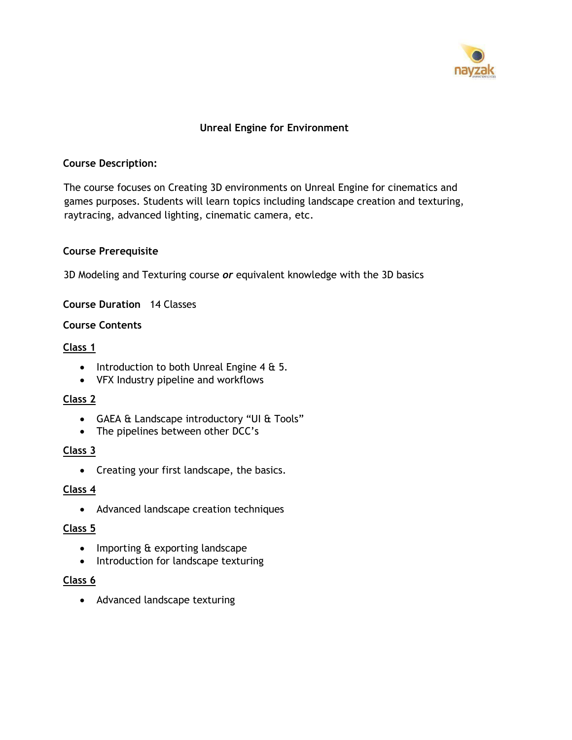# Unreal Engine for Environment

**Course Description:**

The course focuses on Creating 3D environments on Unreal Engine for cinematics and games purposes. Students will learn topics including landscape creation and texturing, raytracing, advanced lighting, cinematic camera, etc.

**Course Prerequisite**

3D Modeling and Texturing course ***or*** equivalent knowledge with the 3D basics

**Course Duration** 14 Classes

**Course Contents**

**Class 1**

- Introduction to both Unreal Engine 4 & 5.
- VFX Industry pipeline and workflows

**Class 2**

- GAEA & Landscape introductory "UI & Tools"
- The pipelines between other DCC's

**Class 3**

- Creating your first landscape, the basics.

**Class 4**

- Advanced landscape creation techniques

**Class 5**

- Importing & exporting landscape
- Introduction for landscape texturing

**Class 6**

- Advanced landscape texturing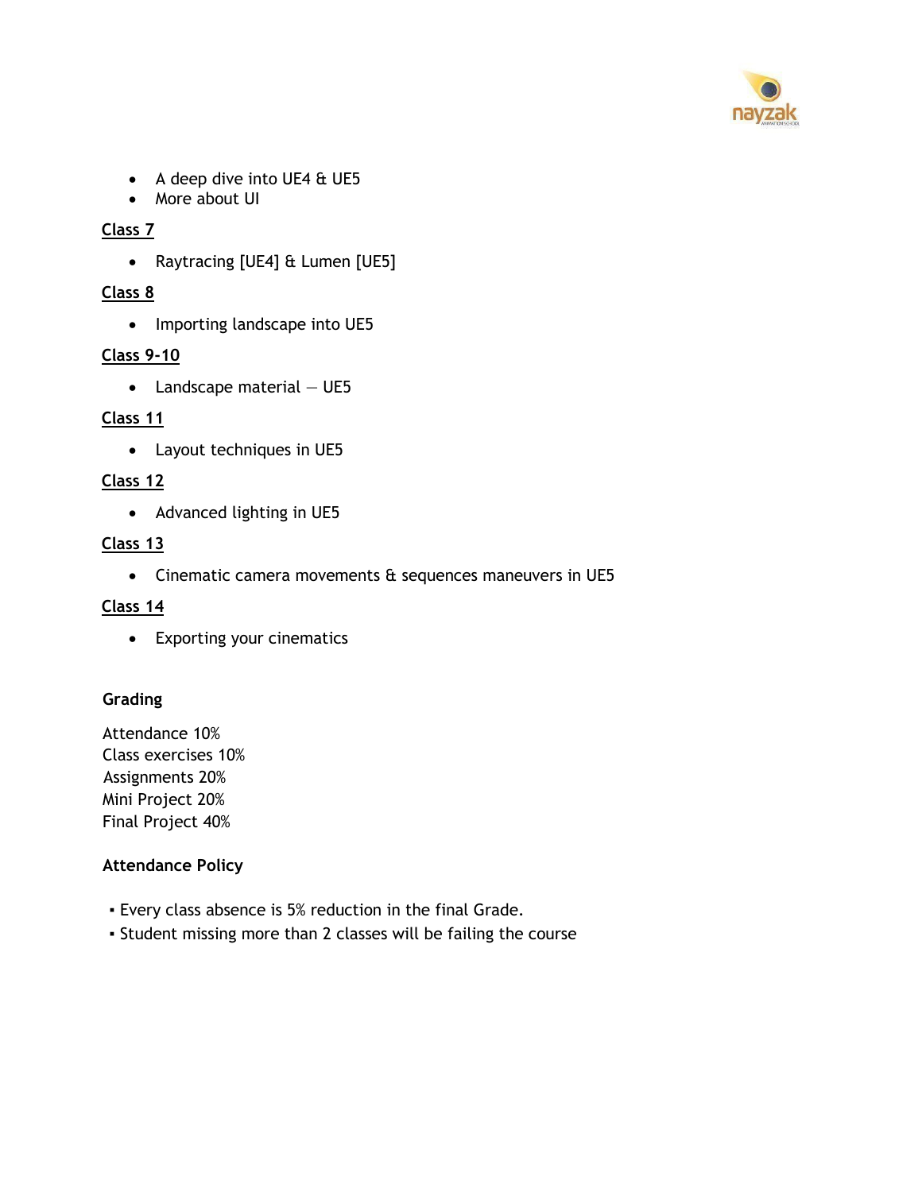- A deep dive into UE4 & UE5
- More about UI

**Class 7**

- Raytracing [UE4] & Lumen [UE5]

**Class 8**

- Importing landscape into UE5

**Class 9-10**

- Landscape material – UE5

**Class 11**

- Layout techniques in UE5

**Class 12**

- Advanced lighting in UE5

**Class 13**

- Cinematic camera movements & sequences maneuvers in UE5

**Class 14**

- Exporting your cinematics

**Grading**

Attendance 10%
Class exercises 10%
Assignments 20%
Mini Project 20%
Final Project 40%

**Attendance Policy**

- Every class absence is 5% reduction in the final Grade.
- Student missing more than 2 classes will be failing the course